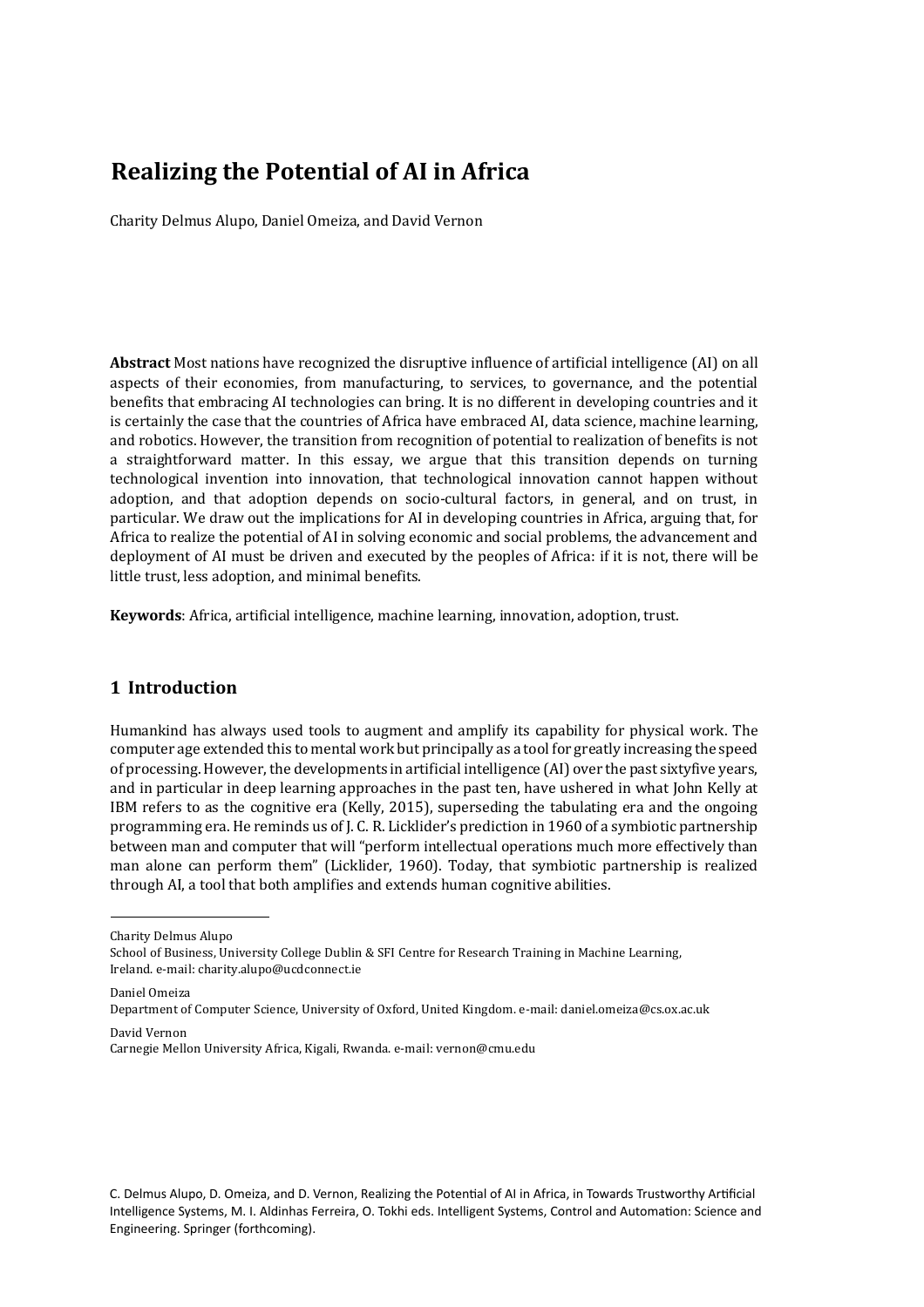# Realizing the Potential of AI in Africa

Charity Delmus Alupo, Daniel Omeiza, and David Vernon

**Abstract** Most nations have recognized the disruptive influence of artificial intelligence (AI) on all aspects of their economies, from manufacturing, to services, to governance, and the potential benefits that embracing AI technologies can bring. It is no different in developing countries and it is certainly the case that the countries of Africa have embraced AI, data science, machine learning, and robotics. However, the transition from recognition of potential to realization of benefits is not a straightforward matter. In this essay, we argue that this transition depends on turning technological invention into innovation, that technological innovation cannot happen without adoption, and that adoption depends on socio-cultural factors, in general, and on trust, in particular. We draw out the implications for AI in developing countries in Africa, arguing that, for Africa to realize the potential of AI in solving economic and social problems, the advancement and deployment of AI must be driven and executed by the peoples of Africa: if it is not, there will be little trust, less adoption, and minimal benefits.

**Keywords**: Africa, artificial intelligence, machine learning, innovation, adoption, trust.

## 1 Introduction

Humankind has always used tools to augment and amplify its capability for physical work. The computer age extended this to mental work but principally as a tool for greatly increasing the speed of processing. However, the developments in artificial intelligence (AI) over the past sixtyfive years, and in particular in deep learning approaches in the past ten, have ushered in what John Kelly at IBM refers to as the cognitive era (Kelly, 2015), superseding the tabulating era and the ongoing programming era. He reminds us of J. C. R. Licklider's prediction in 1960 of a symbiotic partnership between man and computer that will "perform intellectual operations much more effectively than man alone can perform them" (Licklider, 1960). Today, that symbiotic partnership is realized through AI, a tool that both amplifies and extends human cognitive abilities.

---

Charity Delmus Alupo
School of Business, University College Dublin & SFI Centre for Research Training in Machine Learning, Ireland. e-mail: charity.alupo@ucdconnect.ie

Daniel Omeiza
Department of Computer Science, University of Oxford, United Kingdom. e-mail: daniel.omeiza@cs.ox.ac.uk

David Vernon
Carnegie Mellon University Africa, Kigali, Rwanda. e-mail: vernon@cmu.edu

C. Delmus Alupo, D. Omeiza, and D. Vernon, Realizing the Potential of AI in Africa, in Towards Trustworthy Artificial Intelligence Systems, M. I. Aldinhas Ferreira, O. Tokhi eds. Intelligent Systems, Control and Automation: Science and Engineering. Springer (forthcoming).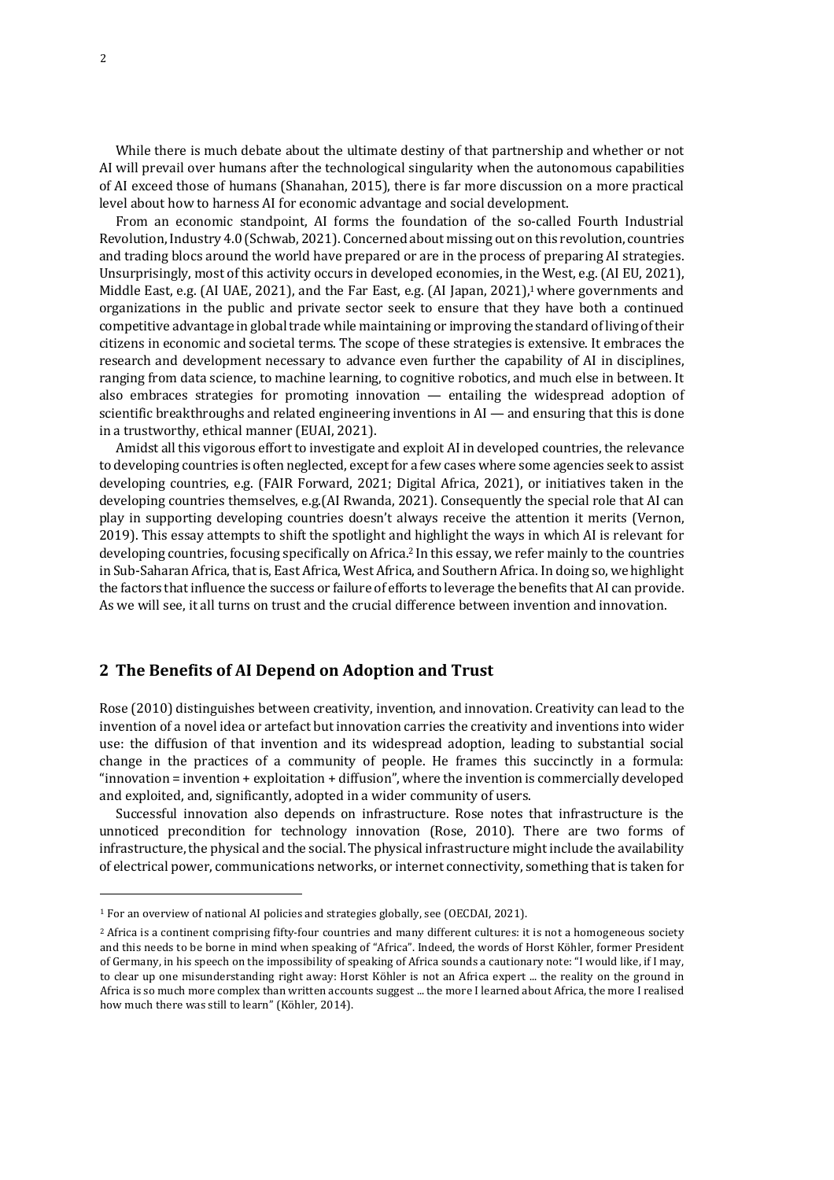While there is much debate about the ultimate destiny of that partnership and whether or not AI will prevail over humans after the technological singularity when the autonomous capabilities of AI exceed those of humans (Shanahan, 2015), there is far more discussion on a more practical level about how to harness AI for economic advantage and social development.

From an economic standpoint, AI forms the foundation of the so-called Fourth Industrial Revolution, Industry 4.0 (Schwab, 2021). Concerned about missing out on this revolution, countries and trading blocs around the world have prepared or are in the process of preparing AI strategies. Unsurprisingly, most of this activity occurs in developed economies, in the West, e.g. (AI EU, 2021), Middle East, e.g. (AI UAE, 2021), and the Far East, e.g. (AI Japan, 2021),[1] where governments and organizations in the public and private sector seek to ensure that they have both a continued competitive advantage in global trade while maintaining or improving the standard of living of their citizens in economic and societal terms. The scope of these strategies is extensive. It embraces the research and development necessary to advance even further the capability of AI in disciplines, ranging from data science, to machine learning, to cognitive robotics, and much else in between. It also embraces strategies for promoting innovation — entailing the widespread adoption of scientific breakthroughs and related engineering inventions in AI — and ensuring that this is done in a trustworthy, ethical manner (EUAI, 2021).

Amidst all this vigorous effort to investigate and exploit AI in developed countries, the relevance to developing countries is often neglected, except for a few cases where some agencies seek to assist developing countries, e.g. (FAIR Forward, 2021; Digital Africa, 2021), or initiatives taken in the developing countries themselves, e.g.(AI Rwanda, 2021). Consequently the special role that AI can play in supporting developing countries doesn't always receive the attention it merits (Vernon, 2019). This essay attempts to shift the spotlight and highlight the ways in which AI is relevant for developing countries, focusing specifically on Africa.[2] In this essay, we refer mainly to the countries in Sub-Saharan Africa, that is, East Africa, West Africa, and Southern Africa. In doing so, we highlight the factors that influence the success or failure of efforts to leverage the benefits that AI can provide. As we will see, it all turns on trust and the crucial difference between invention and innovation.

## 2 The Benefits of AI Depend on Adoption and Trust

Rose (2010) distinguishes between creativity, invention, and innovation. Creativity can lead to the invention of a novel idea or artefact but innovation carries the creativity and inventions into wider use: the diffusion of that invention and its widespread adoption, leading to substantial social change in the practices of a community of people. He frames this succinctly in a formula: "innovation = invention + exploitation + diffusion", where the invention is commercially developed and exploited, and, significantly, adopted in a wider community of users.

Successful innovation also depends on infrastructure. Rose notes that infrastructure is the unnoticed precondition for technology innovation (Rose, 2010). There are two forms of infrastructure, the physical and the social. The physical infrastructure might include the availability of electrical power, communications networks, or internet connectivity, something that is taken for

[1] For an overview of national AI policies and strategies globally, see (OECDAI, 2021).

[2] Africa is a continent comprising fifty-four countries and many different cultures: it is not a homogeneous society and this needs to be borne in mind when speaking of "Africa". Indeed, the words of Horst Köhler, former President of Germany, in his speech on the impossibility of speaking of Africa sounds a cautionary note: "I would like, if I may, to clear up one misunderstanding right away: Horst Köhler is not an Africa expert ... the reality on the ground in Africa is so much more complex than written accounts suggest ... the more I learned about Africa, the more I realised how much there was still to learn" (Köhler, 2014).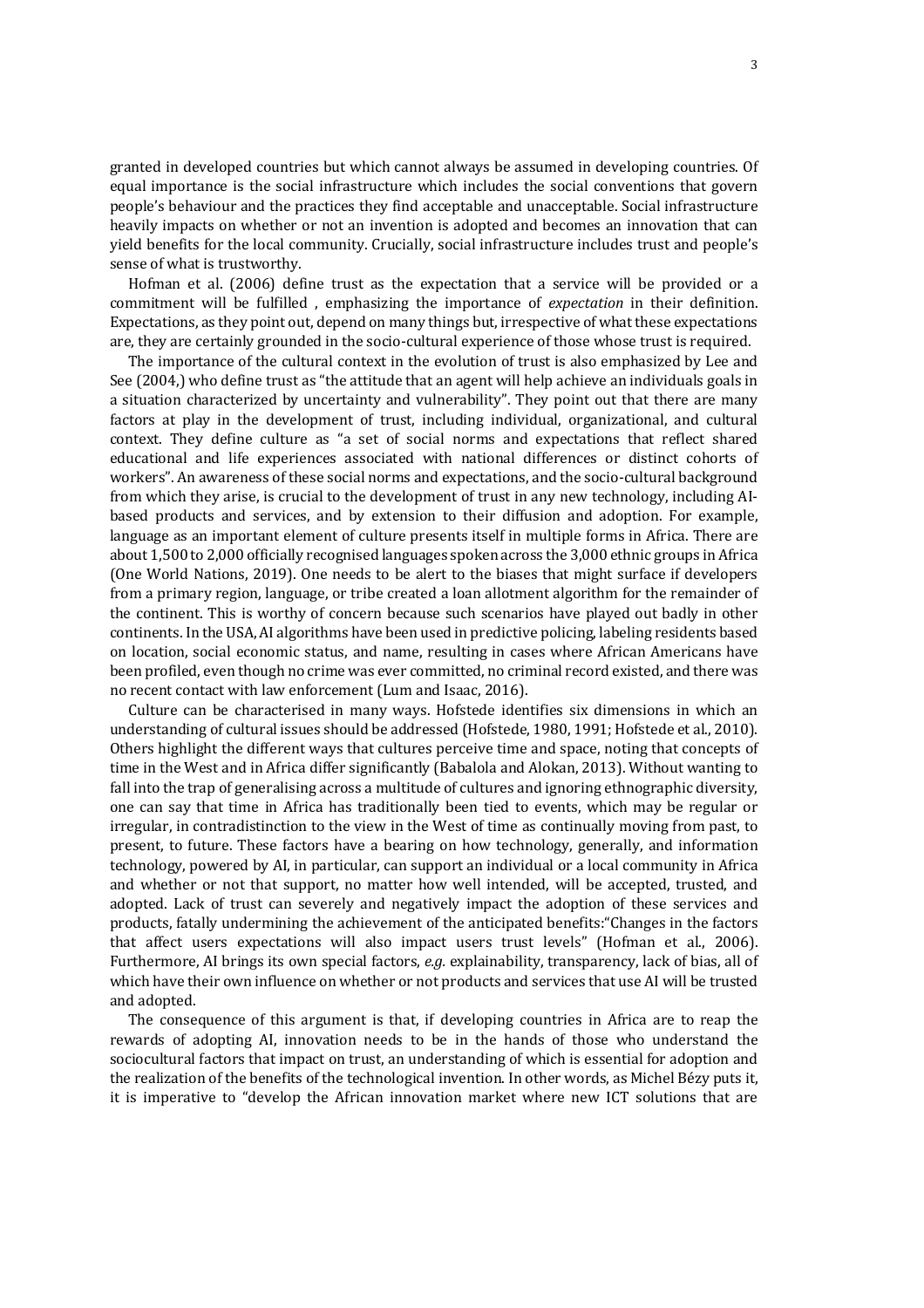granted in developed countries but which cannot always be assumed in developing countries. Of equal importance is the social infrastructure which includes the social conventions that govern people's behaviour and the practices they find acceptable and unacceptable. Social infrastructure heavily impacts on whether or not an invention is adopted and becomes an innovation that can yield benefits for the local community. Crucially, social infrastructure includes trust and people's sense of what is trustworthy.

Hofman et al. (2006) define trust as the expectation that a service will be provided or a commitment will be fulfilled , emphasizing the importance of *expectation* in their definition. Expectations, as they point out, depend on many things but, irrespective of what these expectations are, they are certainly grounded in the socio-cultural experience of those whose trust is required.

The importance of the cultural context in the evolution of trust is also emphasized by Lee and See (2004,) who define trust as "the attitude that an agent will help achieve an individuals goals in a situation characterized by uncertainty and vulnerability". They point out that there are many factors at play in the development of trust, including individual, organizational, and cultural context. They define culture as "a set of social norms and expectations that reflect shared educational and life experiences associated with national differences or distinct cohorts of workers". An awareness of these social norms and expectations, and the socio-cultural background from which they arise, is crucial to the development of trust in any new technology, including AI-based products and services, and by extension to their diffusion and adoption. For example, language as an important element of culture presents itself in multiple forms in Africa. There are about 1,500 to 2,000 officially recognised languages spoken across the 3,000 ethnic groups in Africa (One World Nations, 2019). One needs to be alert to the biases that might surface if developers from a primary region, language, or tribe created a loan allotment algorithm for the remainder of the continent. This is worthy of concern because such scenarios have played out badly in other continents. In the USA, AI algorithms have been used in predictive policing, labeling residents based on location, social economic status, and name, resulting in cases where African Americans have been profiled, even though no crime was ever committed, no criminal record existed, and there was no recent contact with law enforcement (Lum and Isaac, 2016).

Culture can be characterised in many ways. Hofstede identifies six dimensions in which an understanding of cultural issues should be addressed (Hofstede, 1980, 1991; Hofstede et al., 2010). Others highlight the different ways that cultures perceive time and space, noting that concepts of time in the West and in Africa differ significantly (Babalola and Alokan, 2013). Without wanting to fall into the trap of generalising across a multitude of cultures and ignoring ethnographic diversity, one can say that time in Africa has traditionally been tied to events, which may be regular or irregular, in contradistinction to the view in the West of time as continually moving from past, to present, to future. These factors have a bearing on how technology, generally, and information technology, powered by AI, in particular, can support an individual or a local community in Africa and whether or not that support, no matter how well intended, will be accepted, trusted, and adopted. Lack of trust can severely and negatively impact the adoption of these services and products, fatally undermining the achievement of the anticipated benefits:"Changes in the factors that affect users expectations will also impact users trust levels" (Hofman et al., 2006). Furthermore, AI brings its own special factors, *e.g.* explainability, transparency, lack of bias, all of which have their own influence on whether or not products and services that use AI will be trusted and adopted.

The consequence of this argument is that, if developing countries in Africa are to reap the rewards of adopting AI, innovation needs to be in the hands of those who understand the sociocultural factors that impact on trust, an understanding of which is essential for adoption and the realization of the benefits of the technological invention. In other words, as Michel Bézy puts it, it is imperative to "develop the African innovation market where new ICT solutions that are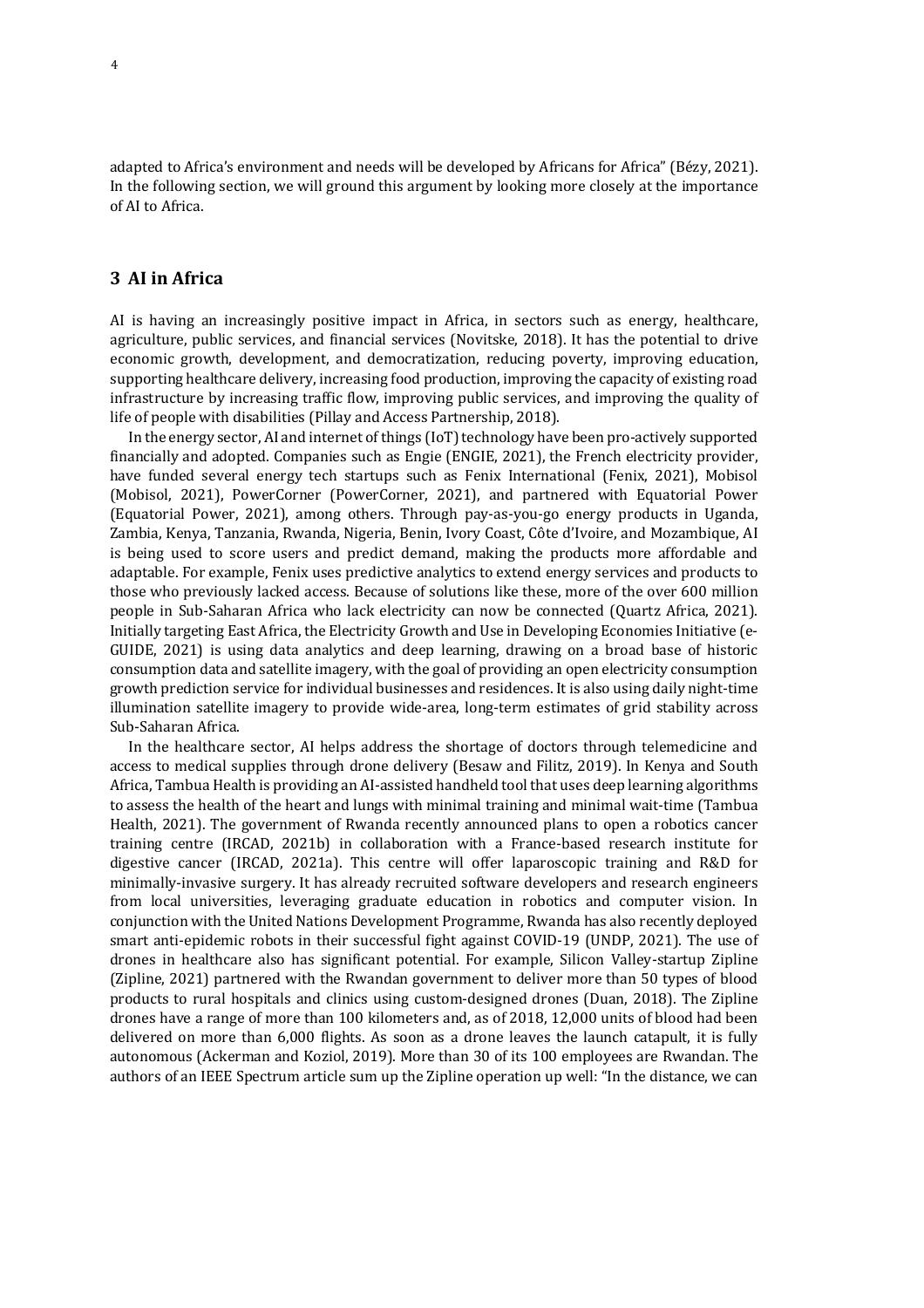adapted to Africa's environment and needs will be developed by Africans for Africa" (Bézy, 2021). In the following section, we will ground this argument by looking more closely at the importance of AI to Africa.

## 3 AI in Africa

AI is having an increasingly positive impact in Africa, in sectors such as energy, healthcare, agriculture, public services, and financial services (Novitske, 2018). It has the potential to drive economic growth, development, and democratization, reducing poverty, improving education, supporting healthcare delivery, increasing food production, improving the capacity of existing road infrastructure by increasing traffic flow, improving public services, and improving the quality of life of people with disabilities (Pillay and Access Partnership, 2018).

In the energy sector, AI and internet of things (IoT) technology have been pro-actively supported financially and adopted. Companies such as Engie (ENGIE, 2021), the French electricity provider, have funded several energy tech startups such as Fenix International (Fenix, 2021), Mobisol (Mobisol, 2021), PowerCorner (PowerCorner, 2021), and partnered with Equatorial Power (Equatorial Power, 2021), among others. Through pay-as-you-go energy products in Uganda, Zambia, Kenya, Tanzania, Rwanda, Nigeria, Benin, Ivory Coast, Côte d'Ivoire, and Mozambique, AI is being used to score users and predict demand, making the products more affordable and adaptable. For example, Fenix uses predictive analytics to extend energy services and products to those who previously lacked access. Because of solutions like these, more of the over 600 million people in Sub-Saharan Africa who lack electricity can now be connected (Quartz Africa, 2021). Initially targeting East Africa, the Electricity Growth and Use in Developing Economies Initiative (e-GUIDE, 2021) is using data analytics and deep learning, drawing on a broad base of historic consumption data and satellite imagery, with the goal of providing an open electricity consumption growth prediction service for individual businesses and residences. It is also using daily night-time illumination satellite imagery to provide wide-area, long-term estimates of grid stability across Sub-Saharan Africa.

In the healthcare sector, AI helps address the shortage of doctors through telemedicine and access to medical supplies through drone delivery (Besaw and Filitz, 2019). In Kenya and South Africa, Tambua Health is providing an AI-assisted handheld tool that uses deep learning algorithms to assess the health of the heart and lungs with minimal training and minimal wait-time (Tambua Health, 2021). The government of Rwanda recently announced plans to open a robotics cancer training centre (IRCAD, 2021b) in collaboration with a France-based research institute for digestive cancer (IRCAD, 2021a). This centre will offer laparoscopic training and R&D for minimally-invasive surgery. It has already recruited software developers and research engineers from local universities, leveraging graduate education in robotics and computer vision. In conjunction with the United Nations Development Programme, Rwanda has also recently deployed smart anti-epidemic robots in their successful fight against COVID-19 (UNDP, 2021). The use of drones in healthcare also has significant potential. For example, Silicon Valley-startup Zipline (Zipline, 2021) partnered with the Rwandan government to deliver more than 50 types of blood products to rural hospitals and clinics using custom-designed drones (Duan, 2018). The Zipline drones have a range of more than 100 kilometers and, as of 2018, 12,000 units of blood had been delivered on more than 6,000 flights. As soon as a drone leaves the launch catapult, it is fully autonomous (Ackerman and Koziol, 2019). More than 30 of its 100 employees are Rwandan. The authors of an IEEE Spectrum article sum up the Zipline operation up well: "In the distance, we can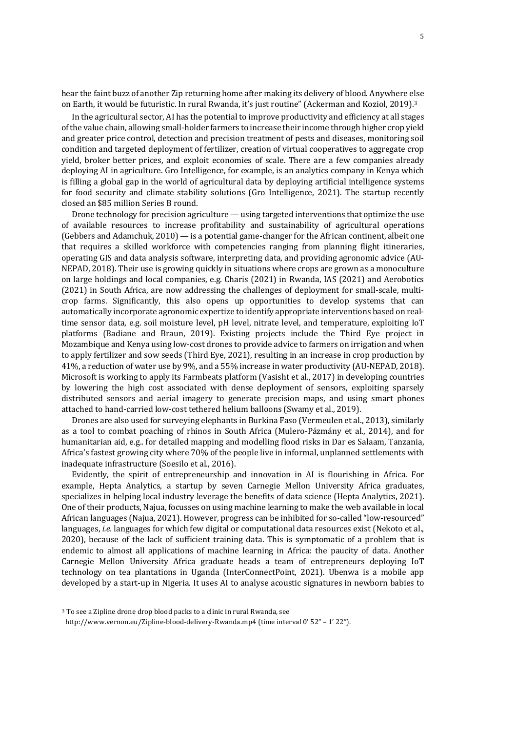hear the faint buzz of another Zip returning home after making its delivery of blood. Anywhere else on Earth, it would be futuristic. In rural Rwanda, it's just routine" (Ackerman and Koziol, 2019).[3]

In the agricultural sector, AI has the potential to improve productivity and efficiency at all stages of the value chain, allowing small-holder farmers to increase their income through higher crop yield and greater price control, detection and precision treatment of pests and diseases, monitoring soil condition and targeted deployment of fertilizer, creation of virtual cooperatives to aggregate crop yield, broker better prices, and exploit economies of scale. There are a few companies already deploying AI in agriculture. Gro Intelligence, for example, is an analytics company in Kenya which is filling a global gap in the world of agricultural data by deploying artificial intelligence systems for food security and climate stability solutions (Gro Intelligence, 2021). The startup recently closed an $85 million Series B round.

Drone technology for precision agriculture — using targeted interventions that optimize the use of available resources to increase profitability and sustainability of agricultural operations (Gebbers and Adamchuk, 2010) — is a potential game-changer for the African continent, albeit one that requires a skilled workforce with competencies ranging from planning flight itineraries, operating GIS and data analysis software, interpreting data, and providing agronomic advice (AU-NEPAD, 2018). Their use is growing quickly in situations where crops are grown as a monoculture on large holdings and local companies, e.g. Charis (2021) in Rwanda, IAS (2021) and Aerobotics (2021) in South Africa, are now addressing the challenges of deployment for small-scale, multi-crop farms. Significantly, this also opens up opportunities to develop systems that can automatically incorporate agronomic expertize to identify appropriate interventions based on real-time sensor data, e.g. soil moisture level, pH level, nitrate level, and temperature, exploiting IoT platforms (Badiane and Braun, 2019). Existing projects include the Third Eye project in Mozambique and Kenya using low-cost drones to provide advice to farmers on irrigation and when to apply fertilizer and sow seeds (Third Eye, 2021), resulting in an increase in crop production by 41%, a reduction of water use by 9%, and a 55% increase in water productivity (AU-NEPAD, 2018). Microsoft is working to apply its Farmbeats platform (Vasisht et al., 2017) in developing countries by lowering the high cost associated with dense deployment of sensors, exploiting sparsely distributed sensors and aerial imagery to generate precision maps, and using smart phones attached to hand-carried low-cost tethered helium balloons (Swamy et al., 2019).

Drones are also used for surveying elephants in Burkina Faso (Vermeulen et al., 2013), similarly as a tool to combat poaching of rhinos in South Africa (Mulero-Pázmány et al., 2014), and for humanitarian aid, e.g.. for detailed mapping and modelling flood risks in Dar es Salaam, Tanzania, Africa's fastest growing city where 70% of the people live in informal, unplanned settlements with inadequate infrastructure (Soesilo et al., 2016).

Evidently, the spirit of entrepreneurship and innovation in AI is flourishing in Africa. For example, Hepta Analytics, a startup by seven Carnegie Mellon University Africa graduates, specializes in helping local industry leverage the benefits of data science (Hepta Analytics, 2021). One of their products, Najua, focusses on using machine learning to make the web available in local African languages (Najua, 2021). However, progress can be inhibited for so-called "low-resourced" languages, *i.e.* languages for which few digital or computational data resources exist (Nekoto et al., 2020), because of the lack of sufficient training data. This is symptomatic of a problem that is endemic to almost all applications of machine learning in Africa: the paucity of data. Another Carnegie Mellon University Africa graduate heads a team of entrepreneurs deploying IoT technology on tea plantations in Uganda (InterConnectPoint, 2021). Ubenwa is a mobile app developed by a start-up in Nigeria. It uses AI to analyse acoustic signatures in newborn babies to

---

[3] To see a Zipline drone drop blood packs to a clinic in rural Rwanda, see http://www.vernon.eu/Zipline-blood-delivery-Rwanda.mp4 (time interval 0' 52" – 1' 22").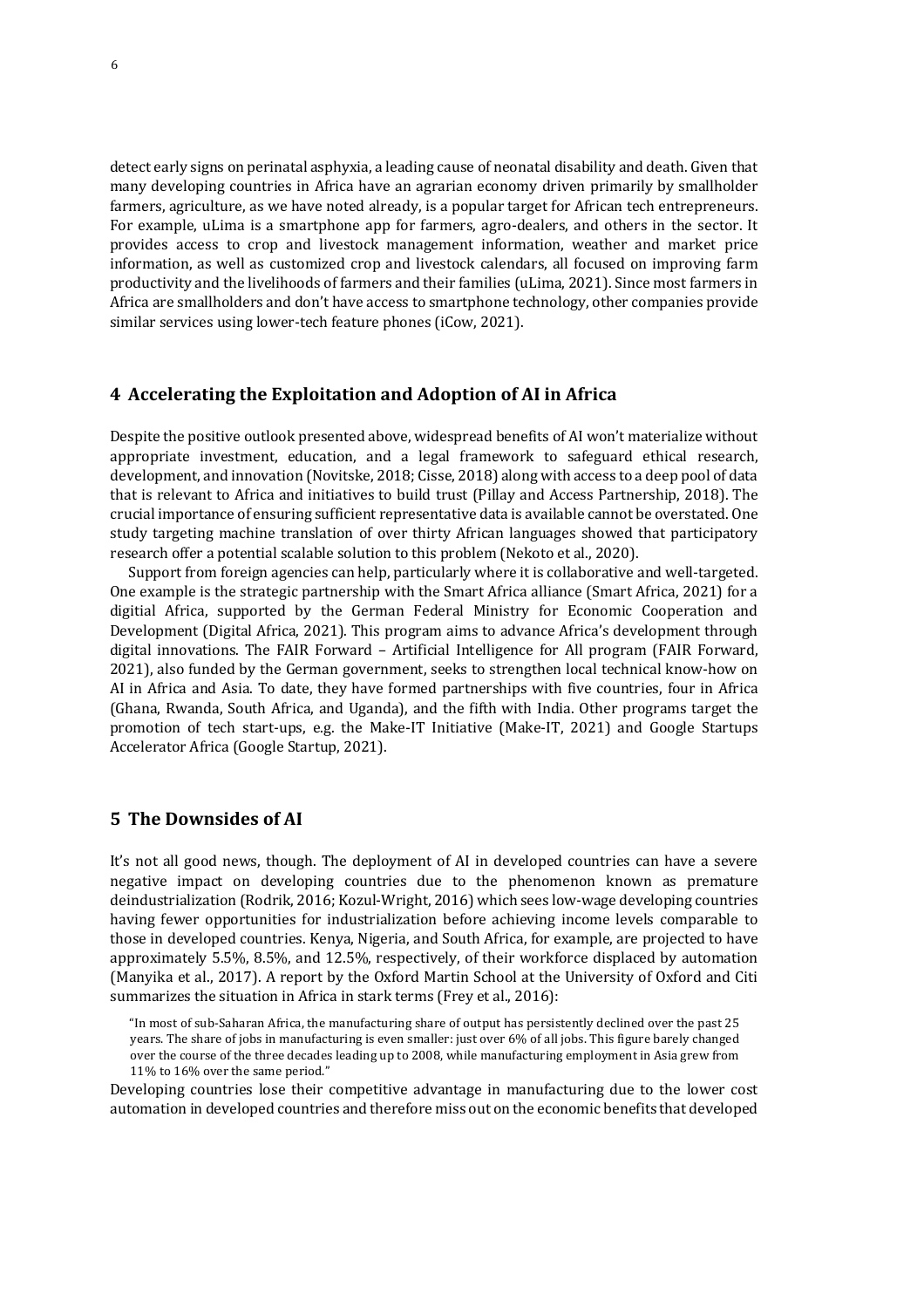detect early signs on perinatal asphyxia, a leading cause of neonatal disability and death. Given that many developing countries in Africa have an agrarian economy driven primarily by smallholder farmers, agriculture, as we have noted already, is a popular target for African tech entrepreneurs. For example, uLima is a smartphone app for farmers, agro-dealers, and others in the sector. It provides access to crop and livestock management information, weather and market price information, as well as customized crop and livestock calendars, all focused on improving farm productivity and the livelihoods of farmers and their families (uLima, 2021). Since most farmers in Africa are smallholders and don't have access to smartphone technology, other companies provide similar services using lower-tech feature phones (iCow, 2021).

## 4 Accelerating the Exploitation and Adoption of AI in Africa

Despite the positive outlook presented above, widespread benefits of AI won't materialize without appropriate investment, education, and a legal framework to safeguard ethical research, development, and innovation (Novitske, 2018; Cisse, 2018) along with access to a deep pool of data that is relevant to Africa and initiatives to build trust (Pillay and Access Partnership, 2018). The crucial importance of ensuring sufficient representative data is available cannot be overstated. One study targeting machine translation of over thirty African languages showed that participatory research offer a potential scalable solution to this problem (Nekoto et al., 2020).

Support from foreign agencies can help, particularly where it is collaborative and well-targeted. One example is the strategic partnership with the Smart Africa alliance (Smart Africa, 2021) for a digitial Africa, supported by the German Federal Ministry for Economic Cooperation and Development (Digital Africa, 2021). This program aims to advance Africa's development through digital innovations. The FAIR Forward – Artificial Intelligence for All program (FAIR Forward, 2021), also funded by the German government, seeks to strengthen local technical know-how on AI in Africa and Asia. To date, they have formed partnerships with five countries, four in Africa (Ghana, Rwanda, South Africa, and Uganda), and the fifth with India. Other programs target the promotion of tech start-ups, e.g. the Make-IT Initiative (Make-IT, 2021) and Google Startups Accelerator Africa (Google Startup, 2021).

## 5 The Downsides of AI

It's not all good news, though. The deployment of AI in developed countries can have a severe negative impact on developing countries due to the phenomenon known as premature deindustrialization (Rodrik, 2016; Kozul-Wright, 2016) which sees low-wage developing countries having fewer opportunities for industrialization before achieving income levels comparable to those in developed countries. Kenya, Nigeria, and South Africa, for example, are projected to have approximately 5.5%, 8.5%, and 12.5%, respectively, of their workforce displaced by automation (Manyika et al., 2017). A report by the Oxford Martin School at the University of Oxford and Citi summarizes the situation in Africa in stark terms (Frey et al., 2016):

> "In most of sub-Saharan Africa, the manufacturing share of output has persistently declined over the past 25 years. The share of jobs in manufacturing is even smaller: just over 6% of all jobs. This figure barely changed over the course of the three decades leading up to 2008, while manufacturing employment in Asia grew from 11% to 16% over the same period."

Developing countries lose their competitive advantage in manufacturing due to the lower cost automation in developed countries and therefore miss out on the economic benefits that developed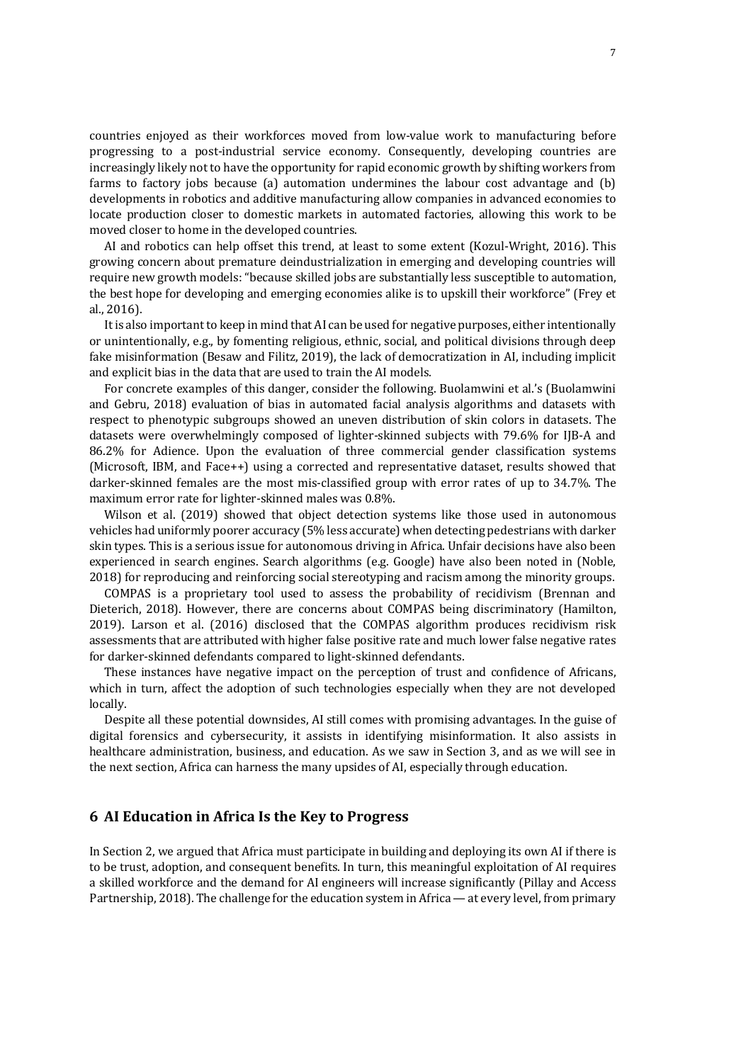countries enjoyed as their workforces moved from low-value work to manufacturing before progressing to a post-industrial service economy. Consequently, developing countries are increasingly likely not to have the opportunity for rapid economic growth by shifting workers from farms to factory jobs because (a) automation undermines the labour cost advantage and (b) developments in robotics and additive manufacturing allow companies in advanced economies to locate production closer to domestic markets in automated factories, allowing this work to be moved closer to home in the developed countries.

AI and robotics can help offset this trend, at least to some extent (Kozul-Wright, 2016). This growing concern about premature deindustrialization in emerging and developing countries will require new growth models: "because skilled jobs are substantially less susceptible to automation, the best hope for developing and emerging economies alike is to upskill their workforce" (Frey et al., 2016).

It is also important to keep in mind that AI can be used for negative purposes, either intentionally or unintentionally, e.g., by fomenting religious, ethnic, social, and political divisions through deep fake misinformation (Besaw and Filitz, 2019), the lack of democratization in AI, including implicit and explicit bias in the data that are used to train the AI models.

For concrete examples of this danger, consider the following. Buolamwini et al.'s (Buolamwini and Gebru, 2018) evaluation of bias in automated facial analysis algorithms and datasets with respect to phenotypic subgroups showed an uneven distribution of skin colors in datasets. The datasets were overwhelmingly composed of lighter-skinned subjects with 79.6% for IJB-A and 86.2% for Adience. Upon the evaluation of three commercial gender classification systems (Microsoft, IBM, and Face++) using a corrected and representative dataset, results showed that darker-skinned females are the most mis-classified group with error rates of up to 34.7%. The maximum error rate for lighter-skinned males was 0.8%.

Wilson et al. (2019) showed that object detection systems like those used in autonomous vehicles had uniformly poorer accuracy (5% less accurate) when detecting pedestrians with darker skin types. This is a serious issue for autonomous driving in Africa. Unfair decisions have also been experienced in search engines. Search algorithms (e.g. Google) have also been noted in (Noble, 2018) for reproducing and reinforcing social stereotyping and racism among the minority groups.

COMPAS is a proprietary tool used to assess the probability of recidivism (Brennan and Dieterich, 2018). However, there are concerns about COMPAS being discriminatory (Hamilton, 2019). Larson et al. (2016) disclosed that the COMPAS algorithm produces recidivism risk assessments that are attributed with higher false positive rate and much lower false negative rates for darker-skinned defendants compared to light-skinned defendants.

These instances have negative impact on the perception of trust and confidence of Africans, which in turn, affect the adoption of such technologies especially when they are not developed locally.

Despite all these potential downsides, AI still comes with promising advantages. In the guise of digital forensics and cybersecurity, it assists in identifying misinformation. It also assists in healthcare administration, business, and education. As we saw in Section 3, and as we will see in the next section, Africa can harness the many upsides of AI, especially through education.

## 6 AI Education in Africa Is the Key to Progress

In Section 2, we argued that Africa must participate in building and deploying its own AI if there is to be trust, adoption, and consequent benefits. In turn, this meaningful exploitation of AI requires a skilled workforce and the demand for AI engineers will increase significantly (Pillay and Access Partnership, 2018). The challenge for the education system in Africa — at every level, from primary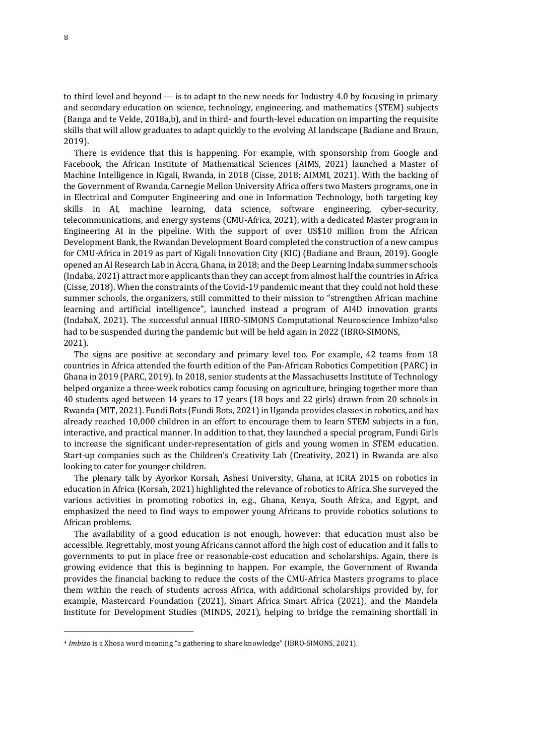to third level and beyond — is to adapt to the new needs for Industry 4.0 by focusing in primary and secondary education on science, technology, engineering, and mathematics (STEM) subjects (Banga and te Velde, 2018a,b), and in third- and fourth-level education on imparting the requisite skills that will allow graduates to adapt quickly to the evolving AI landscape (Badiane and Braun, 2019).

There is evidence that this is happening. For example, with sponsorship from Google and Facebook, the African Institute of Mathematical Sciences (AIMS, 2021) launched a Master of Machine Intelligence in Kigali, Rwanda, in 2018 (Cisse, 2018; AIMMI, 2021). With the backing of the Government of Rwanda, Carnegie Mellon University Africa offers two Masters programs, one in in Electrical and Computer Engineering and one in Information Technology, both targeting key skills in AI, machine learning, data science, software engineering, cyber-security, telecommunications, and energy systems (CMU-Africa, 2021), with a dedicated Master program in Engineering AI in the pipeline. With the support of over US$10 million from the African Development Bank, the Rwandan Development Board completed the construction of a new campus for CMU-Africa in 2019 as part of Kigali Innovation City (KIC) (Badiane and Braun, 2019). Google opened an AI Research Lab in Accra, Ghana, in 2018; and the Deep Learning Indaba summer schools (Indaba, 2021) attract more applicants than they can accept from almost half the countries in Africa (Cisse, 2018). When the constraints of the Covid-19 pandemic meant that they could not hold these summer schools, the organizers, still committed to their mission to "strengthen African machine learning and artificial intelligence", launched instead a program of AI4D innovation grants (IndabaX, 2021). The successful annual IBRO-SIMONS Computational Neuroscience Imbizo[4] also had to be suspended during the pandemic but will be held again in 2022 (IBRO-SIMONS, 2021).

The signs are positive at secondary and primary level too. For example, 42 teams from 18 countries in Africa attended the fourth edition of the Pan-African Robotics Competition (PARC) in Ghana in 2019 (PARC, 2019). In 2018, senior students at the Massachusetts Institute of Technology helped organize a three-week robotics camp focusing on agriculture, bringing together more than 40 students aged between 14 years to 17 years (18 boys and 22 girls) drawn from 20 schools in Rwanda (MIT, 2021). Fundi Bots (Fundi Bots, 2021) in Uganda provides classes in robotics, and has already reached 10,000 children in an effort to encourage them to learn STEM subjects in a fun, interactive, and practical manner. In addition to that, they launched a special program, Fundi Girls to increase the significant under-representation of girls and young women in STEM education. Start-up companies such as the Children's Creativity Lab (Creativity, 2021) in Rwanda are also looking to cater for younger children.

The plenary talk by Ayorkor Korsah, Ashesi University, Ghana, at ICRA 2015 on robotics in education in Africa (Korsah, 2021) highlighted the relevance of robotics to Africa. She surveyed the various activities in promoting robotics in, e.g., Ghana, Kenya, South Africa, and Egypt, and emphasized the need to find ways to empower young Africans to provide robotics solutions to African problems.

The availability of a good education is not enough, however: that education must also be accessible. Regrettably, most young Africans cannot afford the high cost of education and it falls to governments to put in place free or reasonable-cost education and scholarships. Again, there is growing evidence that this is beginning to happen. For example, the Government of Rwanda provides the financial backing to reduce the costs of the CMU-Africa Masters programs to place them within the reach of students across Africa, with additional scholarships provided by, for example, Mastercard Foundation (2021), Smart Africa Smart Africa (2021), and the Mandela Institute for Development Studies (MINDS, 2021), helping to bridge the remaining shortfall in

[4] *Imbizo* is a Xhosa word meaning "a gathering to share knowledge" (IBRO-SIMONS, 2021).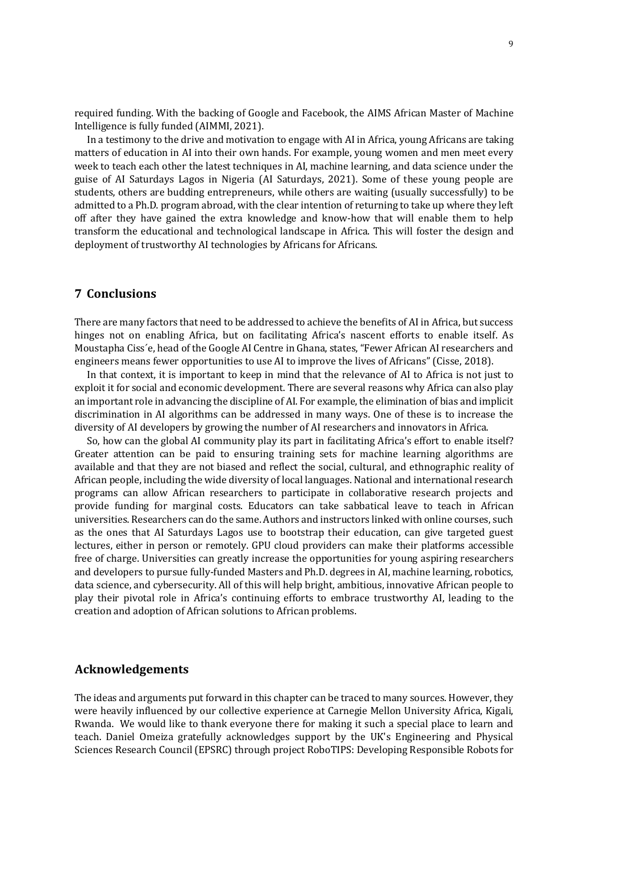required funding. With the backing of Google and Facebook, the AIMS African Master of Machine Intelligence is fully funded (AIMMI, 2021).

In a testimony to the drive and motivation to engage with AI in Africa, young Africans are taking matters of education in AI into their own hands. For example, young women and men meet every week to teach each other the latest techniques in AI, machine learning, and data science under the guise of AI Saturdays Lagos in Nigeria (AI Saturdays, 2021). Some of these young people are students, others are budding entrepreneurs, while others are waiting (usually successfully) to be admitted to a Ph.D. program abroad, with the clear intention of returning to take up where they left off after they have gained the extra knowledge and know-how that will enable them to help transform the educational and technological landscape in Africa. This will foster the design and deployment of trustworthy AI technologies by Africans for Africans.

## 7 Conclusions

There are many factors that need to be addressed to achieve the benefits of AI in Africa, but success hinges not on enabling Africa, but on facilitating Africa's nascent efforts to enable itself. As Moustapha Ciss´e, head of the Google AI Centre in Ghana, states, "Fewer African AI researchers and engineers means fewer opportunities to use AI to improve the lives of Africans" (Cisse, 2018).

In that context, it is important to keep in mind that the relevance of AI to Africa is not just to exploit it for social and economic development. There are several reasons why Africa can also play an important role in advancing the discipline of AI. For example, the elimination of bias and implicit discrimination in AI algorithms can be addressed in many ways. One of these is to increase the diversity of AI developers by growing the number of AI researchers and innovators in Africa.

So, how can the global AI community play its part in facilitating Africa's effort to enable itself? Greater attention can be paid to ensuring training sets for machine learning algorithms are available and that they are not biased and reflect the social, cultural, and ethnographic reality of African people, including the wide diversity of local languages. National and international research programs can allow African researchers to participate in collaborative research projects and provide funding for marginal costs. Educators can take sabbatical leave to teach in African universities. Researchers can do the same. Authors and instructors linked with online courses, such as the ones that AI Saturdays Lagos use to bootstrap their education, can give targeted guest lectures, either in person or remotely. GPU cloud providers can make their platforms accessible free of charge. Universities can greatly increase the opportunities for young aspiring researchers and developers to pursue fully-funded Masters and Ph.D. degrees in AI, machine learning, robotics, data science, and cybersecurity. All of this will help bright, ambitious, innovative African people to play their pivotal role in Africa's continuing efforts to embrace trustworthy AI, leading to the creation and adoption of African solutions to African problems.

## Acknowledgements

The ideas and arguments put forward in this chapter can be traced to many sources. However, they were heavily influenced by our collective experience at Carnegie Mellon University Africa, Kigali, Rwanda. We would like to thank everyone there for making it such a special place to learn and teach. Daniel Omeiza gratefully acknowledges support by the UK's Engineering and Physical Sciences Research Council (EPSRC) through project RoboTIPS: Developing Responsible Robots for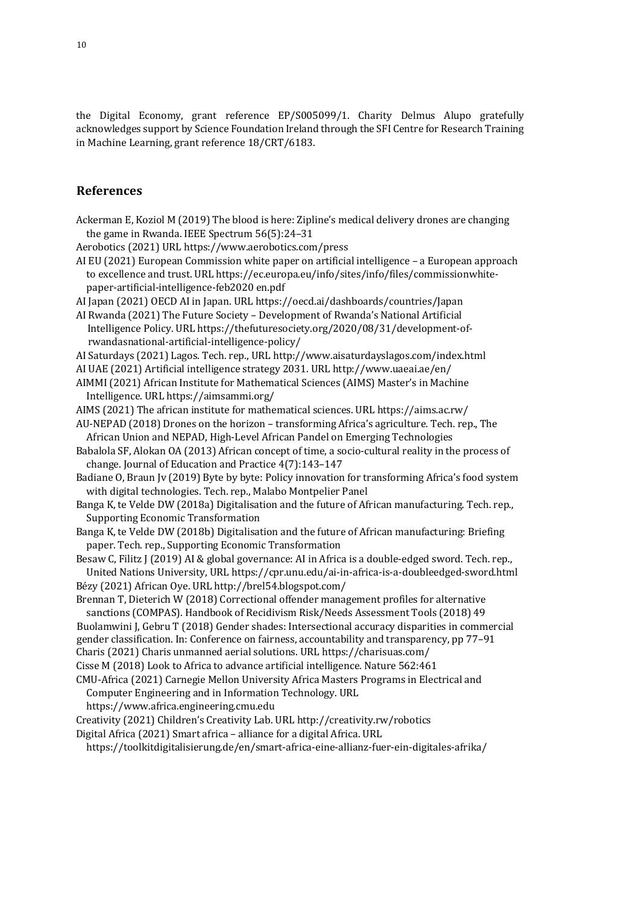the Digital Economy, grant reference EP/S005099/1. Charity Delmus Alupo gratefully acknowledges support by Science Foundation Ireland through the SFI Centre for Research Training in Machine Learning, grant reference 18/CRT/6183.

## References

Ackerman E, Koziol M (2019) The blood is here: Zipline's medical delivery drones are changing the game in Rwanda. IEEE Spectrum 56(5):24–31

Aerobotics (2021) URL https://www.aerobotics.com/press

AI EU (2021) European Commission white paper on artificial intelligence – a European approach to excellence and trust. URL https://ec.europa.eu/info/sites/info/files/commissionwhite-paper-artificial-intelligence-feb2020 en.pdf

AI Japan (2021) OECD AI in Japan. URL https://oecd.ai/dashboards/countries/Japan

AI Rwanda (2021) The Future Society – Development of Rwanda's National Artificial Intelligence Policy. URL https://thefuturesociety.org/2020/08/31/development-of-rwandasnational-artificial-intelligence-policy/

AI Saturdays (2021) Lagos. Tech. rep., URL http://www.aisaturdayslagos.com/index.html

AI UAE (2021) Artificial intelligence strategy 2031. URL http://www.uaeai.ae/en/

AIMMI (2021) African Institute for Mathematical Sciences (AIMS) Master's in Machine Intelligence. URL https://aimsammi.org/

AIMS (2021) The african institute for mathematical sciences. URL https://aims.ac.rw/

AU-NEPAD (2018) Drones on the horizon – transforming Africa's agriculture. Tech. rep., The African Union and NEPAD, High-Level African Pandel on Emerging Technologies

Babalola SF, Alokan OA (2013) African concept of time, a socio-cultural reality in the process of change. Journal of Education and Practice 4(7):143–147

Badiane O, Braun Jv (2019) Byte by byte: Policy innovation for transforming Africa's food system with digital technologies. Tech. rep., Malabo Montpelier Panel

Banga K, te Velde DW (2018a) Digitalisation and the future of African manufacturing. Tech. rep., Supporting Economic Transformation

Banga K, te Velde DW (2018b) Digitalisation and the future of African manufacturing: Briefing paper. Tech. rep., Supporting Economic Transformation

Besaw C, Filitz J (2019) AI & global governance: AI in Africa is a double-edged sword. Tech. rep., United Nations University, URL https://cpr.unu.edu/ai-in-africa-is-a-doubleedged-sword.html

Bézy (2021) African Oye. URL http://brel54.blogspot.com/

Brennan T, Dieterich W (2018) Correctional offender management profiles for alternative sanctions (COMPAS). Handbook of Recidivism Risk/Needs Assessment Tools (2018) 49

Buolamwini J, Gebru T (2018) Gender shades: Intersectional accuracy disparities in commercial gender classification. In: Conference on fairness, accountability and transparency, pp 77–91

Charis (2021) Charis unmanned aerial solutions. URL https://charisuas.com/

Cisse M (2018) Look to Africa to advance artificial intelligence. Nature 562:461

CMU-Africa (2021) Carnegie Mellon University Africa Masters Programs in Electrical and Computer Engineering and in Information Technology. URL https://www.africa.engineering.cmu.edu

Creativity (2021) Children's Creativity Lab. URL http://creativity.rw/robotics

Digital Africa (2021) Smart africa – alliance for a digital Africa. URL https://toolkitdigitalisierung.de/en/smart-africa-eine-allianz-fuer-ein-digitales-afrika/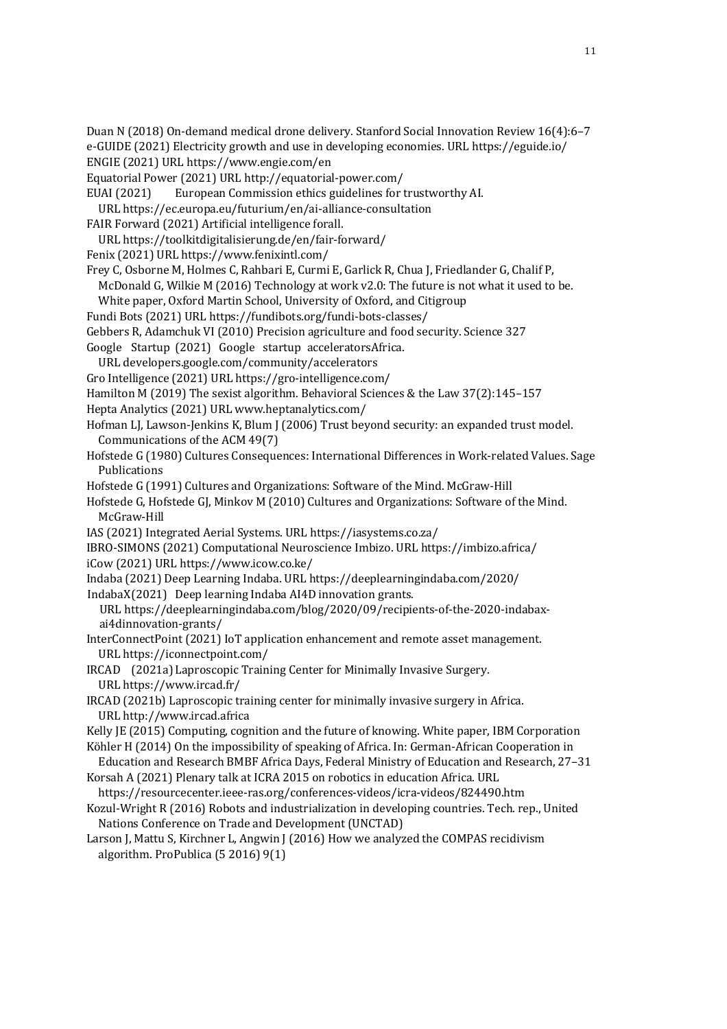Duan N (2018) On-demand medical drone delivery. Stanford Social Innovation Review 16(4):6–7

e-GUIDE (2021) Electricity growth and use in developing economies. URL https://eguide.io/

ENGIE (2021) URL https://www.engie.com/en

Equatorial Power (2021) URL http://equatorial-power.com/

EUAI (2021) European Commission ethics guidelines for trustworthy AI. URL https://ec.europa.eu/futurium/en/ai-alliance-consultation

FAIR Forward (2021) Artificial intelligence forall. URL https://toolkitdigitalisierung.de/en/fair-forward/

Fenix (2021) URL https://www.fenixintl.com/

Frey C, Osborne M, Holmes C, Rahbari E, Curmi E, Garlick R, Chua J, Friedlander G, Chalif P, McDonald G, Wilkie M (2016) Technology at work v2.0: The future is not what it used to be. White paper, Oxford Martin School, University of Oxford, and Citigroup

Fundi Bots (2021) URL https://fundibots.org/fundi-bots-classes/

Gebbers R, Adamchuk VI (2010) Precision agriculture and food security. Science 327

Google Startup (2021) Google startup acceleratorsAfrica. URL developers.google.com/community/accelerators

Gro Intelligence (2021) URL https://gro-intelligence.com/

Hamilton M (2019) The sexist algorithm. Behavioral Sciences & the Law 37(2):145–157

Hepta Analytics (2021) URL www.heptanalytics.com/

Hofman LJ, Lawson-Jenkins K, Blum J (2006) Trust beyond security: an expanded trust model. Communications of the ACM 49(7)

Hofstede G (1980) Cultures Consequences: International Differences in Work-related Values. Sage Publications

Hofstede G (1991) Cultures and Organizations: Software of the Mind. McGraw-Hill

Hofstede G, Hofstede GJ, Minkov M (2010) Cultures and Organizations: Software of the Mind. McGraw-Hill

IAS (2021) Integrated Aerial Systems. URL https://iasystems.co.za/

IBRO-SIMONS (2021) Computational Neuroscience Imbizo. URL https://imbizo.africa/

iCow (2021) URL https://www.icow.co.ke/

Indaba (2021) Deep Learning Indaba. URL https://deeplearningindaba.com/2020/

IndabaX(2021) Deep learning Indaba AI4D innovation grants. URL https://deeplearningindaba.com/blog/2020/09/recipients-of-the-2020-indabax-ai4dinnovation-grants/

InterConnectPoint (2021) IoT application enhancement and remote asset management. URL https://iconnectpoint.com/

IRCAD (2021a) Laproscopic Training Center for Minimally Invasive Surgery. URL https://www.ircad.fr/

IRCAD (2021b) Laproscopic training center for minimally invasive surgery in Africa. URL http://www.ircad.africa

Kelly JE (2015) Computing, cognition and the future of knowing. White paper, IBM Corporation

Köhler H (2014) On the impossibility of speaking of Africa. In: German-African Cooperation in Education and Research BMBF Africa Days, Federal Ministry of Education and Research, 27–31

Korsah A (2021) Plenary talk at ICRA 2015 on robotics in education Africa. URL https://resourcecenter.ieee-ras.org/conferences-videos/icra-videos/824490.htm

Kozul-Wright R (2016) Robots and industrialization in developing countries. Tech. rep., United Nations Conference on Trade and Development (UNCTAD)

Larson J, Mattu S, Kirchner L, Angwin J (2016) How we analyzed the COMPAS recidivism algorithm. ProPublica (5 2016) 9(1)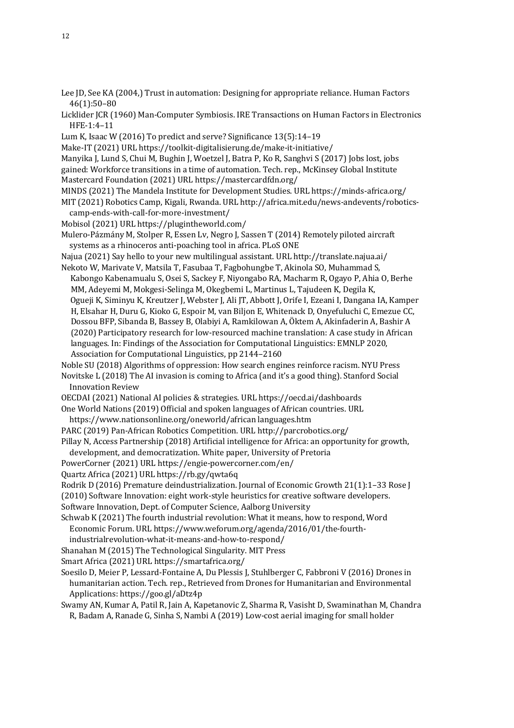Lee JD, See KA (2004,) Trust in automation: Designing for appropriate reliance. Human Factors 46(1):50–80

Licklider JCR (1960) Man-Computer Symbiosis. IRE Transactions on Human Factors in Electronics HFE-1:4–11

Lum K, Isaac W (2016) To predict and serve? Significance 13(5):14–19

Make-IT (2021) URL https://toolkit-digitalisierung.de/make-it-initiative/

Manyika J, Lund S, Chui M, Bughin J, Woetzel J, Batra P, Ko R, Sanghvi S (2017) Jobs lost, jobs gained: Workforce transitions in a time of automation. Tech. rep., McKinsey Global Institute

Mastercard Foundation (2021) URL https://mastercardfdn.org/

MINDS (2021) The Mandela Institute for Development Studies. URL https://minds-africa.org/

MIT (2021) Robotics Camp, Kigali, Rwanda. URL http://africa.mit.edu/news-andevents/robotics-camp-ends-with-call-for-more-investment/

Mobisol (2021) URL https://plugintheworld.com/

Mulero-Pázmány M, Stolper R, Essen Lv, Negro J, Sassen T (2014) Remotely piloted aircraft systems as a rhinoceros anti-poaching tool in africa. PLoS ONE

Najua (2021) Say hello to your new multilingual assistant. URL http://translate.najua.ai/

Nekoto W, Marivate V, Matsila T, Fasubaa T, Fagbohungbe T, Akinola SO, Muhammad S, Kabongo Kabenamualu S, Osei S, Sackey F, Niyongabo RA, Macharm R, Ogayo P, Ahia O, Berhe MM, Adeyemi M, Mokgesi-Selinga M, Okegbemi L, Martinus L, Tajudeen K, Degila K, Ogueji K, Siminyu K, Kreutzer J, Webster J, Ali JT, Abbott J, Orife I, Ezeani I, Dangana IA, Kamper H, Elsahar H, Duru G, Kioko G, Espoir M, van Biljon E, Whitenack D, Onyefuluchi C, Emezue CC, Dossou BFP, Sibanda B, Bassey B, Olabiyi A, Ramkilowan A, Öktem A, Akinfaderin A, Bashir A (2020) Participatory research for low-resourced machine translation: A case study in African languages. In: Findings of the Association for Computational Linguistics: EMNLP 2020, Association for Computational Linguistics, pp 2144–2160

Noble SU (2018) Algorithms of oppression: How search engines reinforce racism. NYU Press

Novitske L (2018) The AI invasion is coming to Africa (and it's a good thing). Stanford Social Innovation Review

OECDAI (2021) National AI policies & strategies. URL https://oecd.ai/dashboards

One World Nations (2019) Official and spoken languages of African countries. URL https://www.nationsonline.org/oneworld/african languages.htm

PARC (2019) Pan-African Robotics Competition. URL http://parcrobotics.org/

Pillay N, Access Partnership (2018) Artificial intelligence for Africa: an opportunity for growth, development, and democratization. White paper, University of Pretoria

PowerCorner (2021) URL https://engie-powercorner.com/en/

Quartz Africa (2021) URL https://rb.gy/qwta6q

Rodrik D (2016) Premature deindustrialization. Journal of Economic Growth 21(1):1–33 Rose J (2010) Software Innovation: eight work-style heuristics for creative software developers. Software Innovation, Dept. of Computer Science, Aalborg University

Schwab K (2021) The fourth industrial revolution: What it means, how to respond, Word Economic Forum. URL https://www.weforum.org/agenda/2016/01/the-fourth-industrialrevolution-what-it-means-and-how-to-respond/

Shanahan M (2015) The Technological Singularity. MIT Press

Smart Africa (2021) URL https://smartafrica.org/

Soesilo D, Meier P, Lessard-Fontaine A, Du Plessis J, Stuhlberger C, Fabbroni V (2016) Drones in humanitarian action. Tech. rep., Retrieved from Drones for Humanitarian and Environmental Applications: https://goo.gl/aDtz4p

Swamy AN, Kumar A, Patil R, Jain A, Kapetanovic Z, Sharma R, Vasisht D, Swaminathan M, Chandra R, Badam A, Ranade G, Sinha S, Nambi A (2019) Low-cost aerial imaging for small holder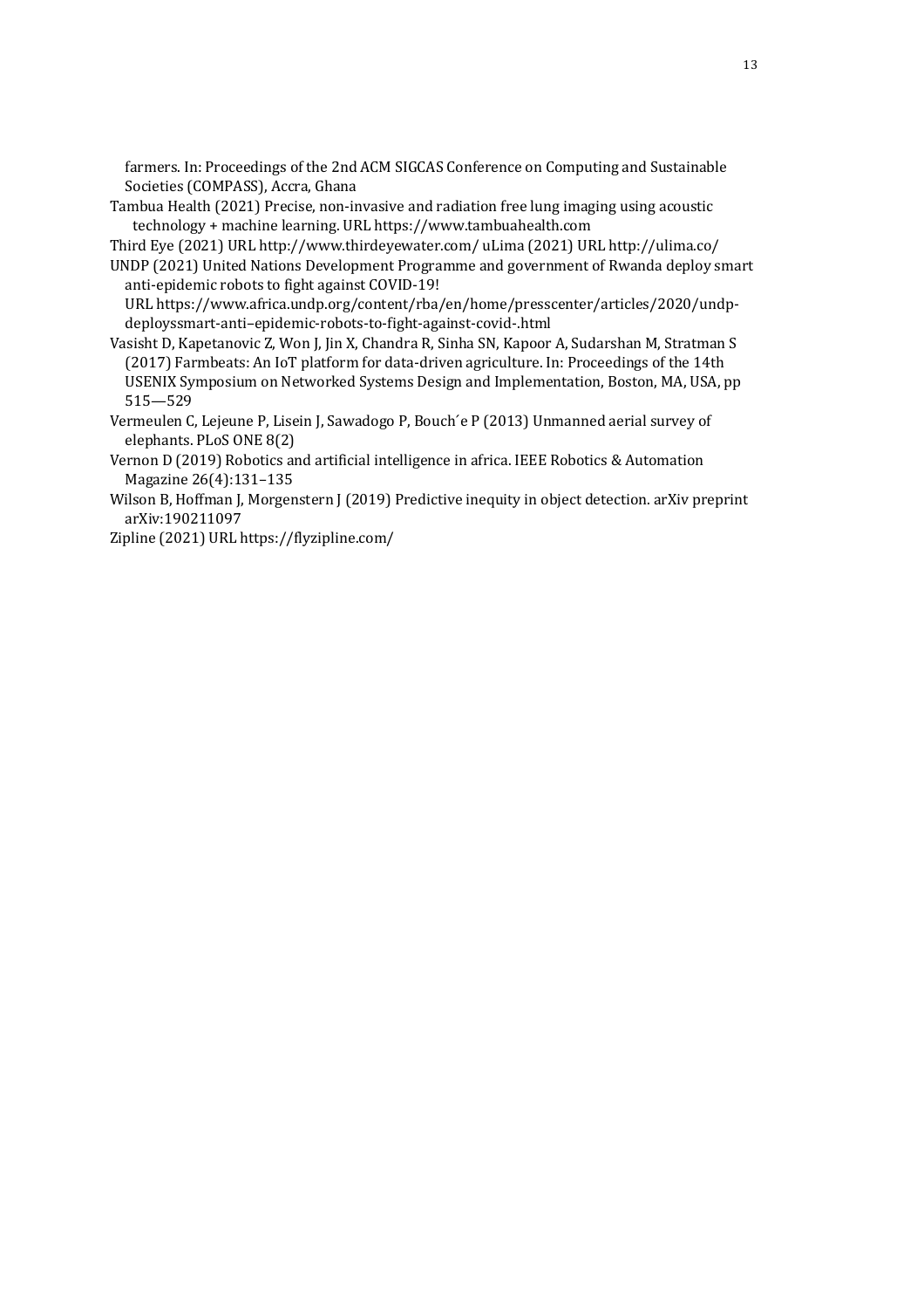farmers. In: Proceedings of the 2nd ACM SIGCAS Conference on Computing and Sustainable Societies (COMPASS), Accra, Ghana

Tambua Health (2021) Precise, non-invasive and radiation free lung imaging using acoustic technology + machine learning. URL https://www.tambuahealth.com

Third Eye (2021) URL http://www.thirdeyewater.com/ uLima (2021) URL http://ulima.co/

UNDP (2021) United Nations Development Programme and government of Rwanda deploy smart anti-epidemic robots to fight against COVID-19! URL https://www.africa.undp.org/content/rba/en/home/presscenter/articles/2020/undp-deployssmart-anti–epidemic-robots-to-fight-against-covid-.html

Vasisht D, Kapetanovic Z, Won J, Jin X, Chandra R, Sinha SN, Kapoor A, Sudarshan M, Stratman S (2017) Farmbeats: An IoT platform for data-driven agriculture. In: Proceedings of the 14th USENIX Symposium on Networked Systems Design and Implementation, Boston, MA, USA, pp 515—529

Vermeulen C, Lejeune P, Lisein J, Sawadogo P, Bouch´e P (2013) Unmanned aerial survey of elephants. PLoS ONE 8(2)

Vernon D (2019) Robotics and artificial intelligence in africa. IEEE Robotics & Automation Magazine 26(4):131–135

Wilson B, Hoffman J, Morgenstern J (2019) Predictive inequity in object detection. arXiv preprint arXiv:190211097

Zipline (2021) URL https://flyzipline.com/